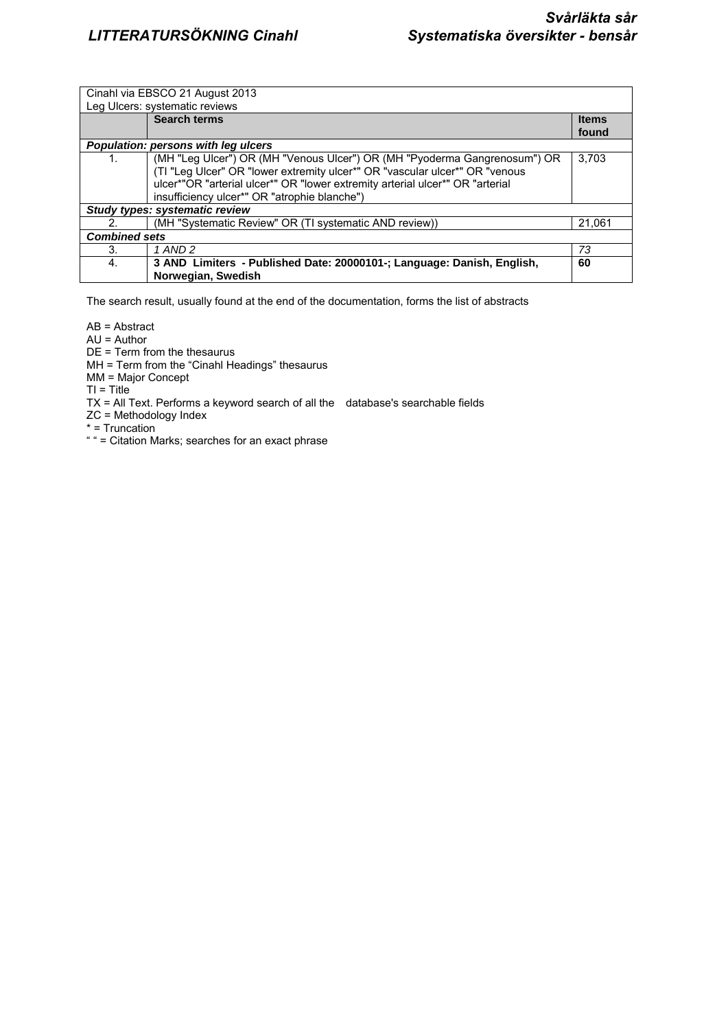## LITTERATURSÖKNING Cinahl

## Svårläkta sår
## Systematiska översikter - bensår

| | | |
|---|---|---|
| Cinahl via EBSCO 21 August 2013<br>Leg Ulcers: systematic reviews | | |
| | **Search terms** | **Items found** |
| ***Population: persons with leg ulcers*** | | |
| 1. | (MH "Leg Ulcer") OR (MH "Venous Ulcer") OR (MH "Pyoderma Gangrenosum") OR (TI "Leg Ulcer" OR "lower extremity ulcer*" OR "vascular ulcer*" OR "venous ulcer*"OR "arterial ulcer*" OR "lower extremity arterial ulcer*" OR "arterial insufficiency ulcer*" OR "atrophie blanche") | 3,703 |
| ***Study types: systematic review*** | | |
| 2. | (MH "Systematic Review" OR (TI systematic AND review)) | 21,061 |
| ***Combined sets*** | | |
| 3. | *1 AND 2* | *73* |
| 4. | **3 AND Limiters - Published Date: 20000101-; Language: Danish, English, Norwegian, Swedish** | **60** |

The search result, usually found at the end of the documentation, forms the list of abstracts

AB = Abstract
AU = Author
DE = Term from the thesaurus
MH = Term from the "Cinahl Headings" thesaurus
MM = Major Concept
TI = Title
TX = All Text. Performs a keyword search of all the database's searchable fields
ZC = Methodology Index
* = Truncation
" " = Citation Marks; searches for an exact phrase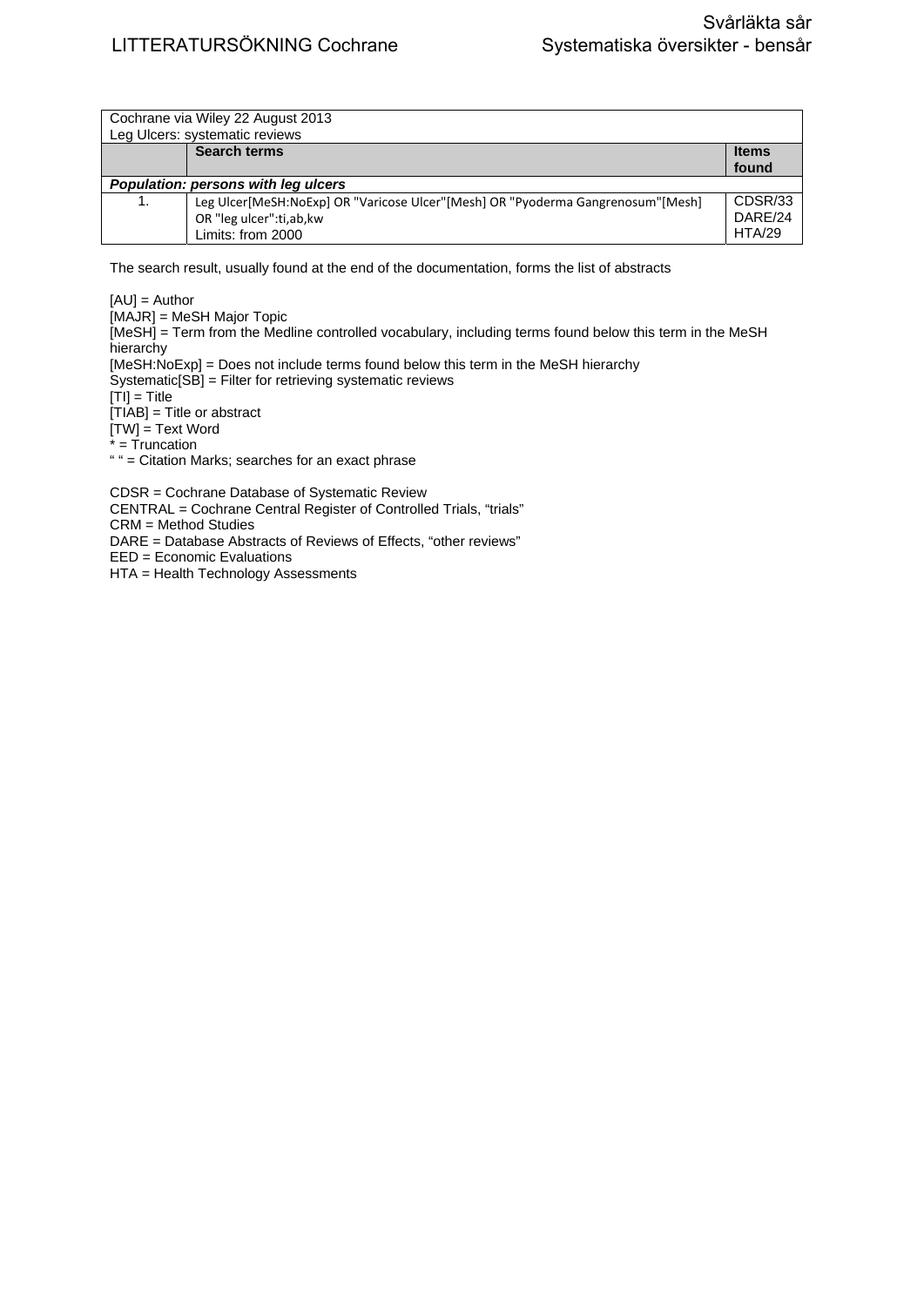| Cochrane via Wiley 22 August 2013<br>Leg Ulcers: systematic reviews | | |
|---|---|---|
| | **Search terms** | **Items found** |
| ***Population: persons with leg ulcers*** | | |
| 1. | Leg Ulcer[MeSH:NoExp] OR "Varicose Ulcer"[Mesh] OR "Pyoderma Gangrenosum"[Mesh] OR "leg ulcer":ti,ab,kw<br>Limits: from 2000 | CDSR/33<br>DARE/24<br>HTA/29 |

The search result, usually found at the end of the documentation, forms the list of abstracts

[AU] = Author  
[MAJR] = MeSH Major Topic  
[MeSH] = Term from the Medline controlled vocabulary, including terms found below this term in the MeSH hierarchy  
[MeSH:NoExp] = Does not include terms found below this term in the MeSH hierarchy  
Systematic[SB] = Filter for retrieving systematic reviews  
[TI] = Title  
[TIAB] = Title or abstract  
[TW] = Text Word  
* = Truncation  
" " = Citation Marks; searches for an exact phrase

CDSR = Cochrane Database of Systematic Review  
CENTRAL = Cochrane Central Register of Controlled Trials, "trials"  
CRM = Method Studies  
DARE = Database Abstracts of Reviews of Effects, "other reviews"  
EED = Economic Evaluations  
HTA = Health Technology Assessments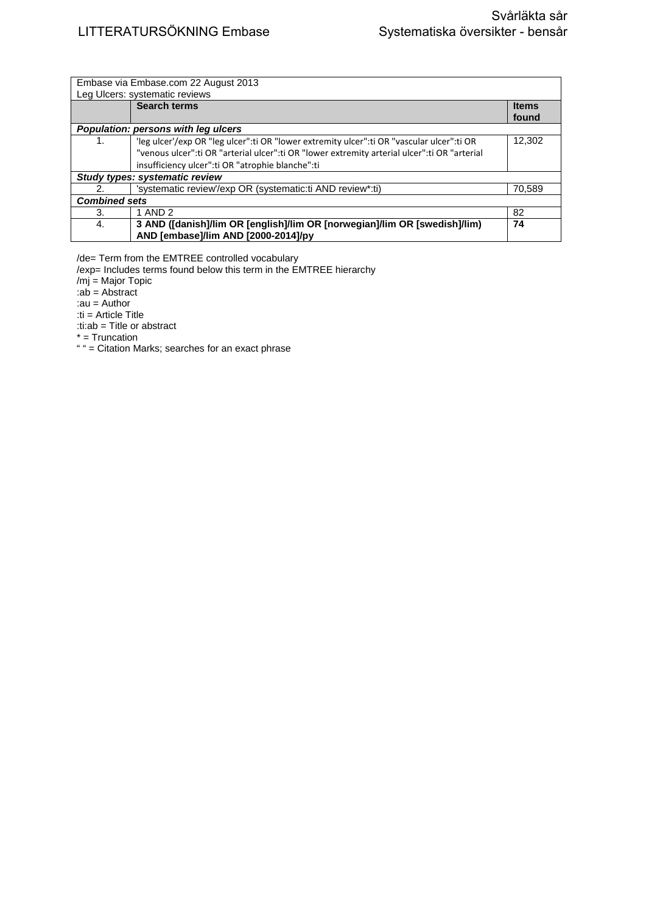| Embase via Embase.com 22 August 2013<br>Leg Ulcers: systematic reviews | | |
|---|---|---|
| | **Search terms** | **Items found** |
| ***Population: persons with leg ulcers*** | | |
| 1. | 'leg ulcer'/exp OR "leg ulcer":ti OR "lower extremity ulcer":ti OR "vascular ulcer":ti OR "venous ulcer":ti OR "arterial ulcer":ti OR "lower extremity arterial ulcer":ti OR "arterial insufficiency ulcer":ti OR "atrophie blanche":ti | 12,302 |
| ***Study types: systematic review*** | | |
| 2. | 'systematic review'/exp OR (systematic:ti AND review*:ti) | 70,589 |
| ***Combined sets*** | | |
| 3. | 1 AND 2 | 82 |
| 4. | **3 AND ([danish]/lim OR [english]/lim OR [norwegian]/lim OR [swedish]/lim) AND [embase]/lim AND [2000-2014]/py** | **74** |

/de= Term from the EMTREE controlled vocabulary
/exp= Includes terms found below this term in the EMTREE hierarchy
/mj = Major Topic
:ab = Abstract
:au = Author
:ti = Article Title
:ti:ab = Title or abstract
* = Truncation
" " = Citation Marks; searches for an exact phrase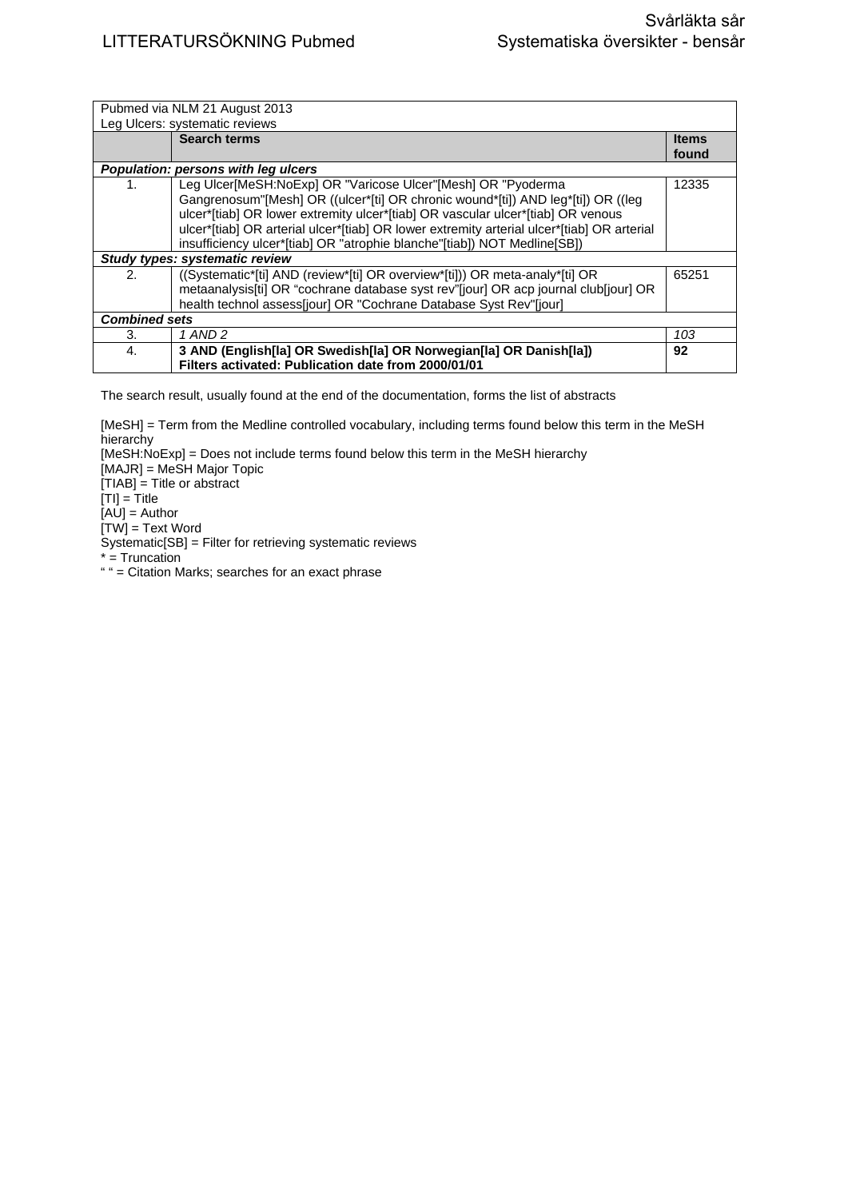| Pubmed via NLM 21 August 2013<br>Leg Ulcers: systematic reviews | | |
|---|---|---|
| | **Search terms** | **Items found** |
| ***Population: persons with leg ulcers*** | | |
| 1. | Leg Ulcer[MeSH:NoExp] OR "Varicose Ulcer"[Mesh] OR "Pyoderma Gangrenosum"[Mesh] OR ((ulcer*[ti] OR chronic wound*[ti]) AND leg*[ti]) OR ((leg ulcer*[tiab] OR lower extremity ulcer*[tiab] OR vascular ulcer*[tiab] OR venous ulcer*[tiab] OR arterial ulcer*[tiab] OR lower extremity arterial ulcer*[tiab] OR arterial insufficiency ulcer*[tiab] OR "atrophie blanche"[tiab]) NOT Medline[SB]) | 12335 |
| ***Study types: systematic review*** | | |
| 2. | ((Systematic*[ti] AND (review*[ti] OR overview*[ti])) OR meta-analy*[ti] OR metaanalysis[ti] OR "cochrane database syst rev"[jour] OR acp journal club[jour] OR health technol assess[jour] OR "Cochrane Database Syst Rev"[jour] | 65251 |
| ***Combined sets*** | | |
| 3. | *1 AND 2* | *103* |
| 4. | **3 AND (English[la] OR Swedish[la] OR Norwegian[la] OR Danish[la])**<br>**Filters activated: Publication date from 2000/01/01** | **92** |

The search result, usually found at the end of the documentation, forms the list of abstracts

[MeSH] = Term from the Medline controlled vocabulary, including terms found below this term in the MeSH hierarchy
[MeSH:NoExp] = Does not include terms found below this term in the MeSH hierarchy
[MAJR] = MeSH Major Topic
[TIAB] = Title or abstract
[TI] = Title
[AU] = Author
[TW] = Text Word
Systematic[SB] = Filter for retrieving systematic reviews
* = Truncation
" " = Citation Marks; searches for an exact phrase